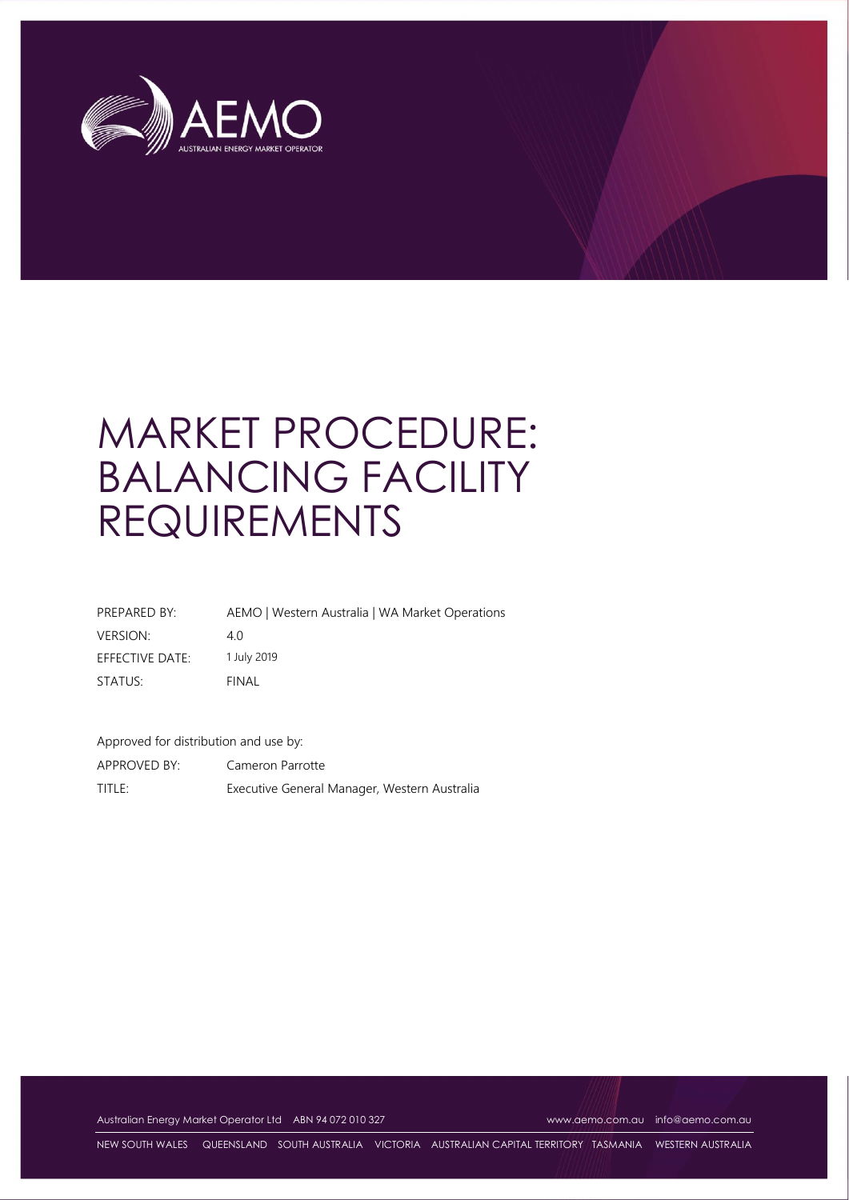# MARKET PROCEDURE: BALANCING FACILITY REQUIREMENTS

| | |
|---|---|
| PREPARED BY: | AEMO \| Western Australia \| WA Market Operations |
| VERSION: | 4.0 |
| EFFECTIVE DATE: | 1 July 2019 |
| STATUS: | FINAL |

Approved for distribution and use by:

| | |
|---|---|
| APPROVED BY: | Cameron Parrotte |
| TITLE: | Executive General Manager, Western Australia |

Australian Energy Market Operator Ltd ABN 94 072 010 327 www.aemo.com.au info@aemo.com.au

NEW SOUTH WALES QUEENSLAND SOUTH AUSTRALIA VICTORIA AUSTRALIAN CAPITAL TERRITORY TASMANIA WESTERN AUSTRALIA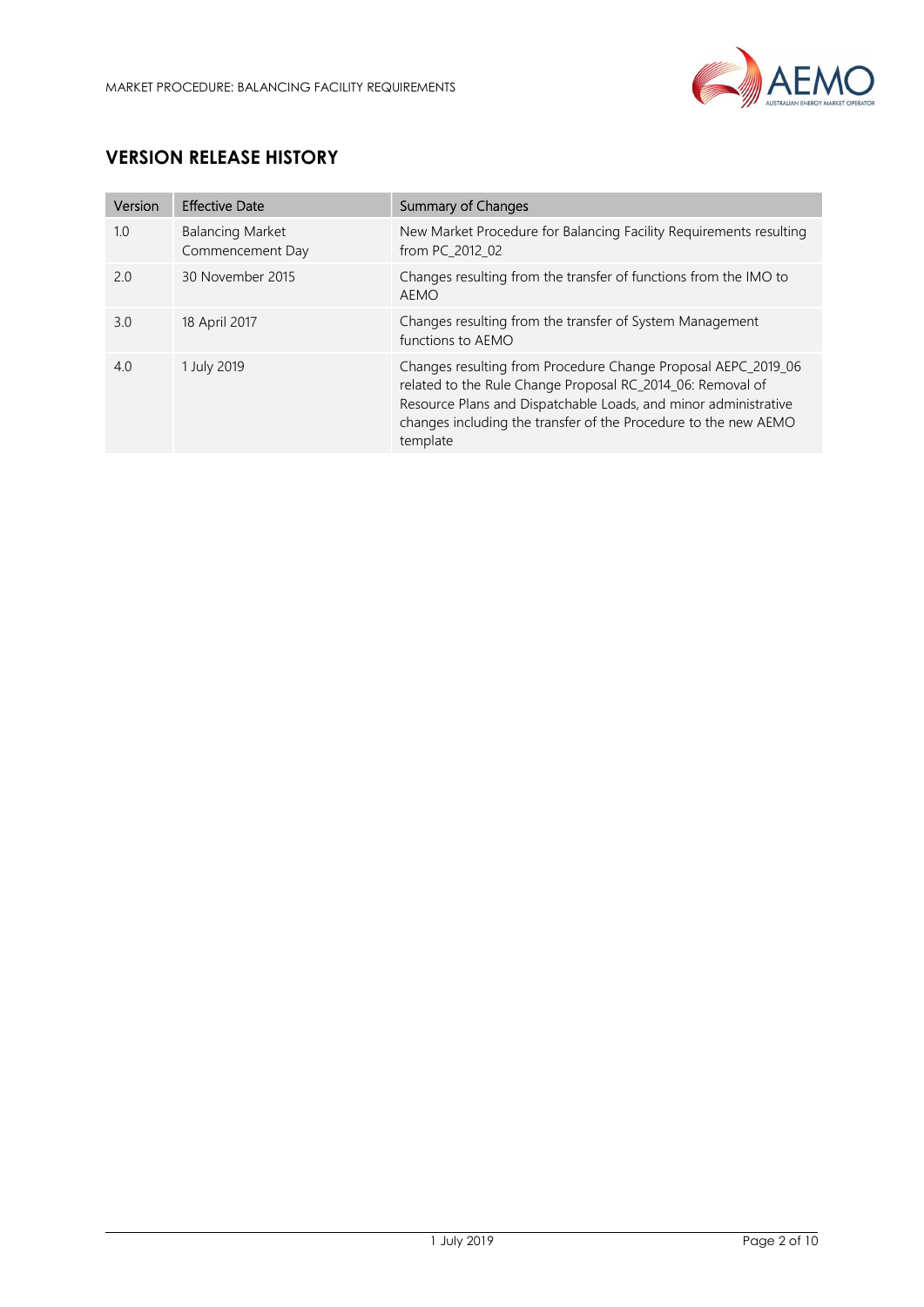## VERSION RELEASE HISTORY

| Version | Effective Date | Summary of Changes |
|---|---|---|
| 1.0 | Balancing Market Commencement Day | New Market Procedure for Balancing Facility Requirements resulting from PC_2012_02 |
| 2.0 | 30 November 2015 | Changes resulting from the transfer of functions from the IMO to AEMO |
| 3.0 | 18 April 2017 | Changes resulting from the transfer of System Management functions to AEMO |
| 4.0 | 1 July 2019 | Changes resulting from Procedure Change Proposal AEPC_2019_06 related to the Rule Change Proposal RC_2014_06: Removal of Resource Plans and Dispatchable Loads, and minor administrative changes including the transfer of the Procedure to the new AEMO template |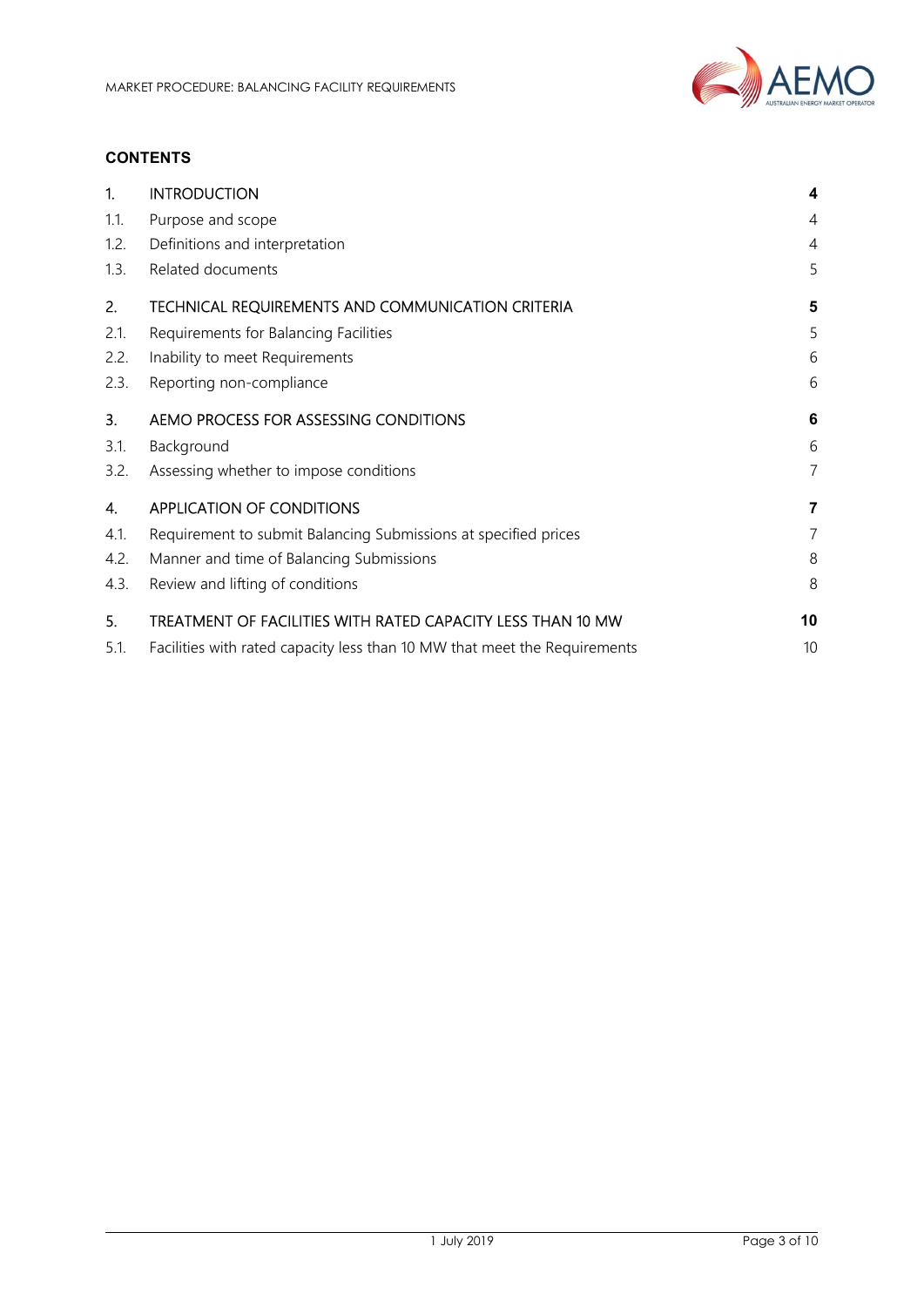**CONTENTS**

| | | |
|---|---|---|
| **1.** | **INTRODUCTION** | **4** |
| 1.1. | Purpose and scope | 4 |
| 1.2. | Definitions and interpretation | 4 |
| 1.3. | Related documents | 5 |
| **2.** | **TECHNICAL REQUIREMENTS AND COMMUNICATION CRITERIA** | **5** |
| 2.1. | Requirements for Balancing Facilities | 5 |
| 2.2. | Inability to meet Requirements | 6 |
| 2.3. | Reporting non-compliance | 6 |
| **3.** | **AEMO PROCESS FOR ASSESSING CONDITIONS** | **6** |
| 3.1. | Background | 6 |
| 3.2. | Assessing whether to impose conditions | 7 |
| **4.** | **APPLICATION OF CONDITIONS** | **7** |
| 4.1. | Requirement to submit Balancing Submissions at specified prices | 7 |
| 4.2. | Manner and time of Balancing Submissions | 8 |
| 4.3. | Review and lifting of conditions | 8 |
| **5.** | **TREATMENT OF FACILITIES WITH RATED CAPACITY LESS THAN 10 MW** | **10** |
| 5.1. | Facilities with rated capacity less than 10 MW that meet the Requirements | 10 |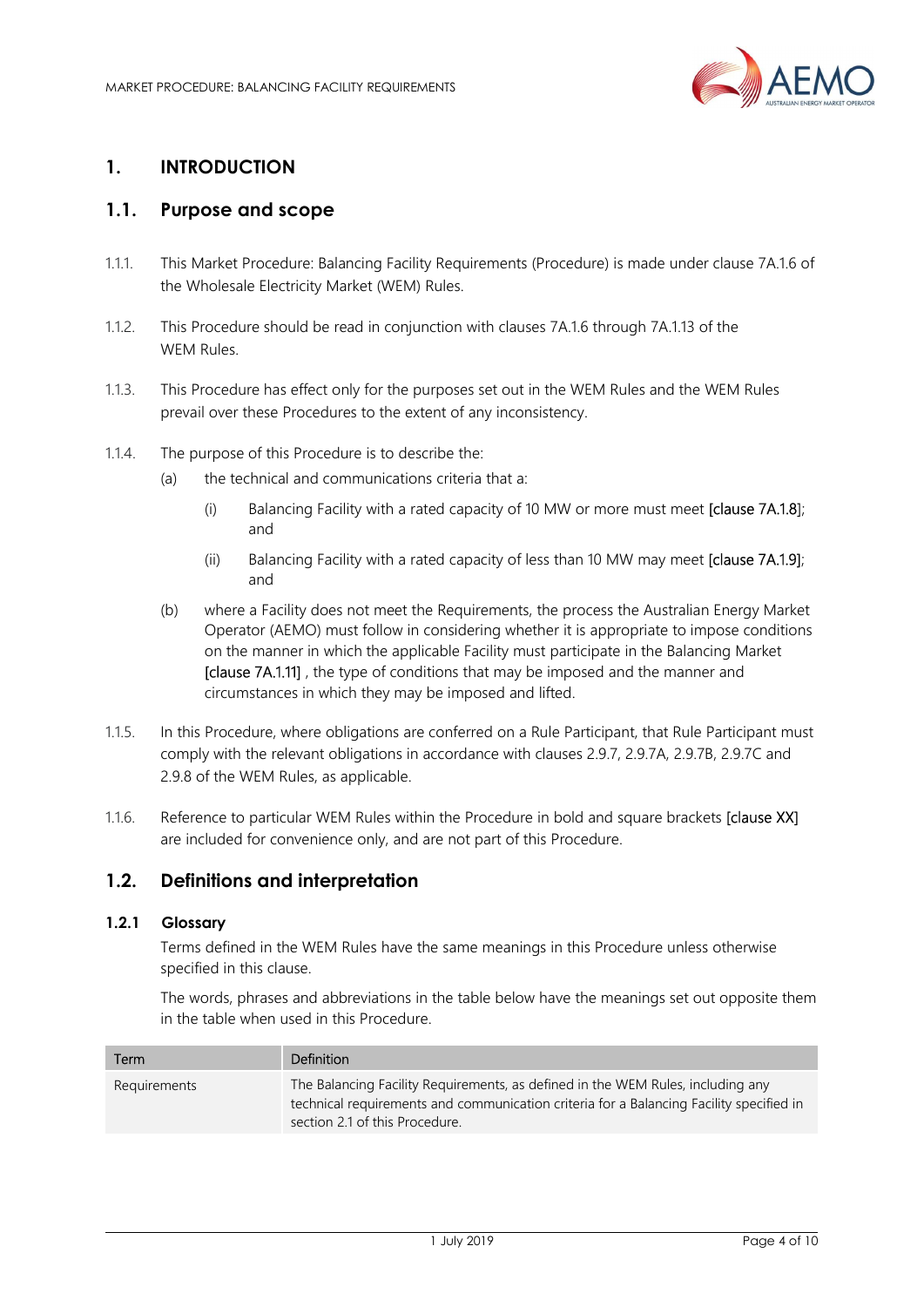# 1. INTRODUCTION

## 1.1. Purpose and scope

1.1.1. This Market Procedure: Balancing Facility Requirements (Procedure) is made under clause 7A.1.6 of the Wholesale Electricity Market (WEM) Rules.

1.1.2. This Procedure should be read in conjunction with clauses 7A.1.6 through 7A.1.13 of the WEM Rules.

1.1.3. This Procedure has effect only for the purposes set out in the WEM Rules and the WEM Rules prevail over these Procedures to the extent of any inconsistency.

1.1.4. The purpose of this Procedure is to describe the:

(a) the technical and communications criteria that a:

(i) Balancing Facility with a rated capacity of 10 MW or more must meet **[clause 7A.1.8]**; and

(ii) Balancing Facility with a rated capacity of less than 10 MW may meet **[clause 7A.1.9]**; and

(b) where a Facility does not meet the Requirements, the process the Australian Energy Market Operator (AEMO) must follow in considering whether it is appropriate to impose conditions on the manner in which the applicable Facility must participate in the Balancing Market **[clause 7A.1.11]** , the type of conditions that may be imposed and the manner and circumstances in which they may be imposed and lifted.

1.1.5. In this Procedure, where obligations are conferred on a Rule Participant, that Rule Participant must comply with the relevant obligations in accordance with clauses 2.9.7, 2.9.7A, 2.9.7B, 2.9.7C and 2.9.8 of the WEM Rules, as applicable.

1.1.6. Reference to particular WEM Rules within the Procedure in bold and square brackets **[clause XX]** are included for convenience only, and are not part of this Procedure.

## 1.2. Definitions and interpretation

### 1.2.1 Glossary

Terms defined in the WEM Rules have the same meanings in this Procedure unless otherwise specified in this clause.

The words, phrases and abbreviations in the table below have the meanings set out opposite them in the table when used in this Procedure.

| Term | Definition |
|---|---|
| Requirements | The Balancing Facility Requirements, as defined in the WEM Rules, including any technical requirements and communication criteria for a Balancing Facility specified in section 2.1 of this Procedure. |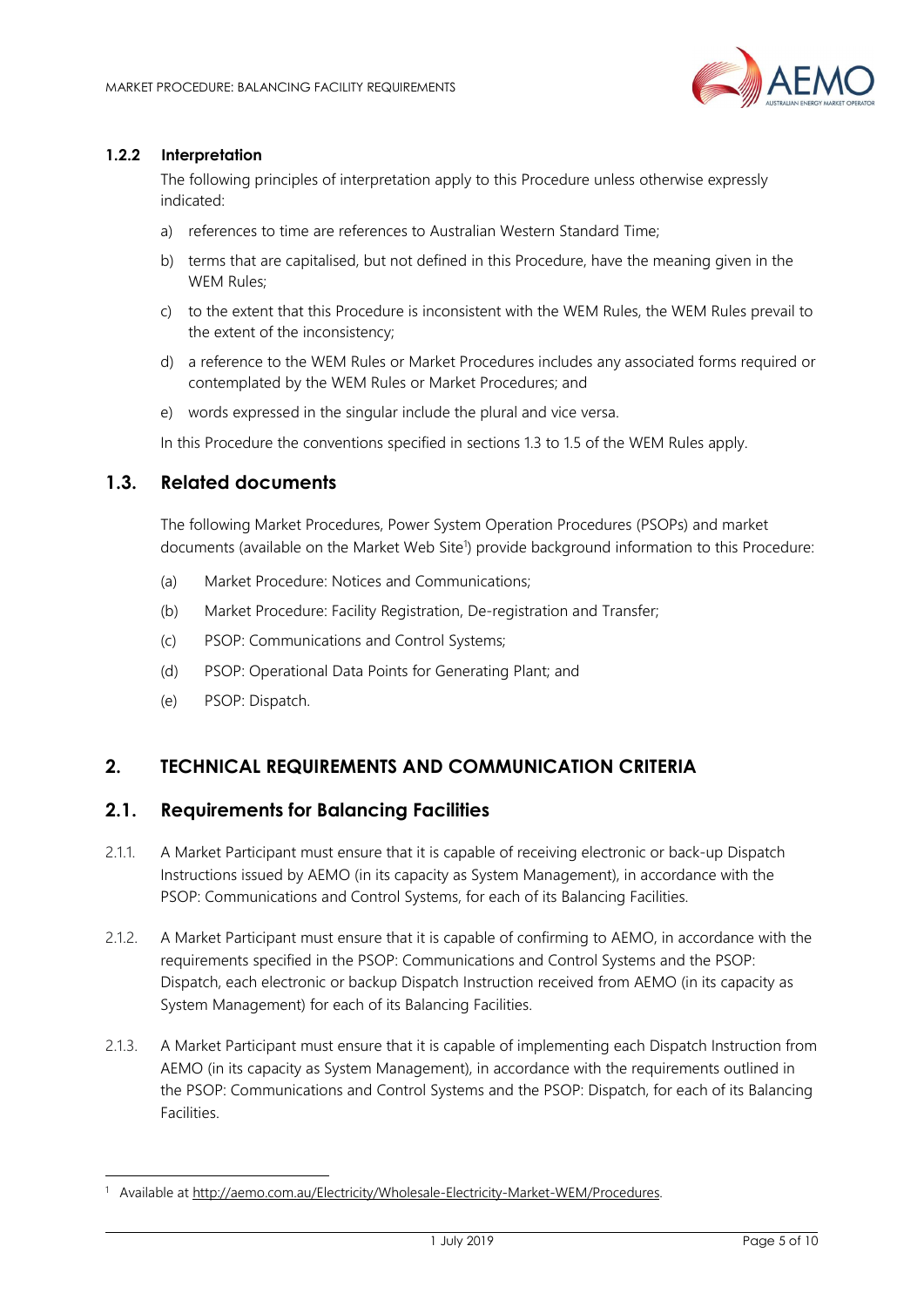### 1.2.2 Interpretation

The following principles of interpretation apply to this Procedure unless otherwise expressly indicated:

a) references to time are references to Australian Western Standard Time;

b) terms that are capitalised, but not defined in this Procedure, have the meaning given in the WEM Rules;

c) to the extent that this Procedure is inconsistent with the WEM Rules, the WEM Rules prevail to the extent of the inconsistency;

d) a reference to the WEM Rules or Market Procedures includes any associated forms required or contemplated by the WEM Rules or Market Procedures; and

e) words expressed in the singular include the plural and vice versa.

In this Procedure the conventions specified in sections 1.3 to 1.5 of the WEM Rules apply.

## 1.3. Related documents

The following Market Procedures, Power System Operation Procedures (PSOPs) and market documents (available on the Market Web Site[1]) provide background information to this Procedure:

(a) Market Procedure: Notices and Communications;

(b) Market Procedure: Facility Registration, De-registration and Transfer;

(c) PSOP: Communications and Control Systems;

(d) PSOP: Operational Data Points for Generating Plant; and

(e) PSOP: Dispatch.

# 2. TECHNICAL REQUIREMENTS AND COMMUNICATION CRITERIA

## 2.1. Requirements for Balancing Facilities

2.1.1. A Market Participant must ensure that it is capable of receiving electronic or back-up Dispatch Instructions issued by AEMO (in its capacity as System Management), in accordance with the PSOP: Communications and Control Systems, for each of its Balancing Facilities.

2.1.2. A Market Participant must ensure that it is capable of confirming to AEMO, in accordance with the requirements specified in the PSOP: Communications and Control Systems and the PSOP: Dispatch, each electronic or backup Dispatch Instruction received from AEMO (in its capacity as System Management) for each of its Balancing Facilities.

2.1.3. A Market Participant must ensure that it is capable of implementing each Dispatch Instruction from AEMO (in its capacity as System Management), in accordance with the requirements outlined in the PSOP: Communications and Control Systems and the PSOP: Dispatch, for each of its Balancing Facilities.

[1] Available at http://aemo.com.au/Electricity/Wholesale-Electricity-Market-WEM/Procedures.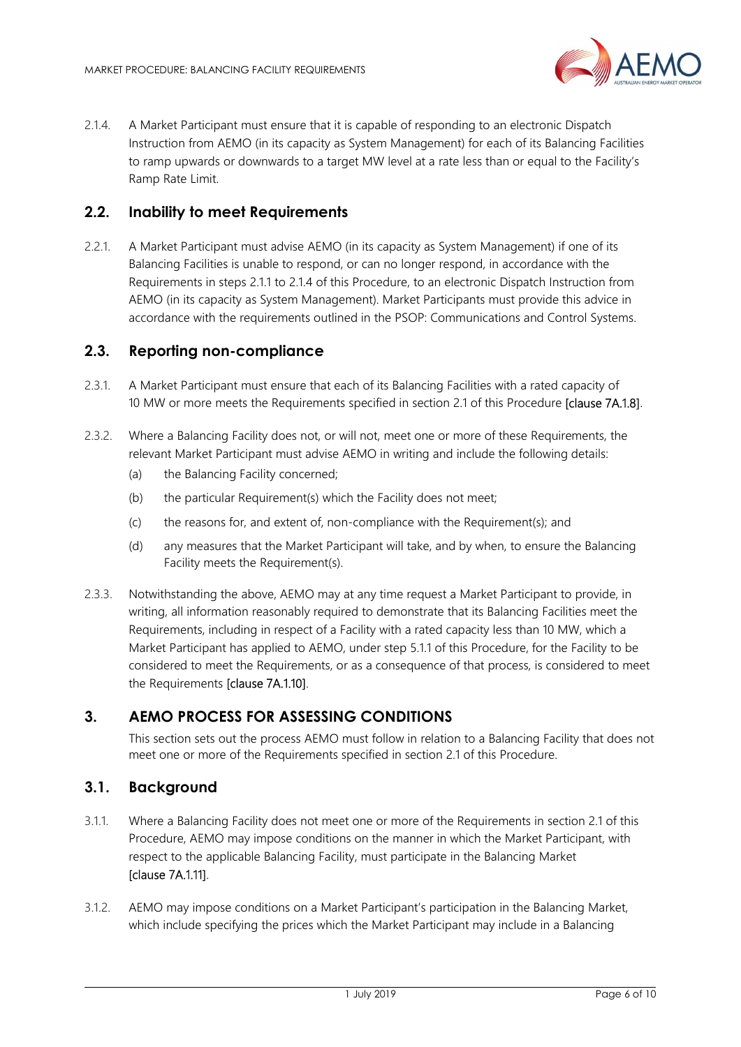2.1.4. A Market Participant must ensure that it is capable of responding to an electronic Dispatch Instruction from AEMO (in its capacity as System Management) for each of its Balancing Facilities to ramp upwards or downwards to a target MW level at a rate less than or equal to the Facility's Ramp Rate Limit.

## 2.2. Inability to meet Requirements

2.2.1. A Market Participant must advise AEMO (in its capacity as System Management) if one of its Balancing Facilities is unable to respond, or can no longer respond, in accordance with the Requirements in steps 2.1.1 to 2.1.4 of this Procedure, to an electronic Dispatch Instruction from AEMO (in its capacity as System Management). Market Participants must provide this advice in accordance with the requirements outlined in the PSOP: Communications and Control Systems.

## 2.3. Reporting non-compliance

2.3.1. A Market Participant must ensure that each of its Balancing Facilities with a rated capacity of 10 MW or more meets the Requirements specified in section 2.1 of this Procedure [clause 7A.1.8].

2.3.2. Where a Balancing Facility does not, or will not, meet one or more of these Requirements, the relevant Market Participant must advise AEMO in writing and include the following details:

(a) the Balancing Facility concerned;

(b) the particular Requirement(s) which the Facility does not meet;

(c) the reasons for, and extent of, non-compliance with the Requirement(s); and

(d) any measures that the Market Participant will take, and by when, to ensure the Balancing Facility meets the Requirement(s).

2.3.3. Notwithstanding the above, AEMO may at any time request a Market Participant to provide, in writing, all information reasonably required to demonstrate that its Balancing Facilities meet the Requirements, including in respect of a Facility with a rated capacity less than 10 MW, which a Market Participant has applied to AEMO, under step 5.1.1 of this Procedure, for the Facility to be considered to meet the Requirements, or as a consequence of that process, is considered to meet the Requirements [clause 7A.1.10].

# 3. AEMO PROCESS FOR ASSESSING CONDITIONS

This section sets out the process AEMO must follow in relation to a Balancing Facility that does not meet one or more of the Requirements specified in section 2.1 of this Procedure.

## 3.1. Background

3.1.1. Where a Balancing Facility does not meet one or more of the Requirements in section 2.1 of this Procedure, AEMO may impose conditions on the manner in which the Market Participant, with respect to the applicable Balancing Facility, must participate in the Balancing Market [clause 7A.1.11].

3.1.2. AEMO may impose conditions on a Market Participant's participation in the Balancing Market, which include specifying the prices which the Market Participant may include in a Balancing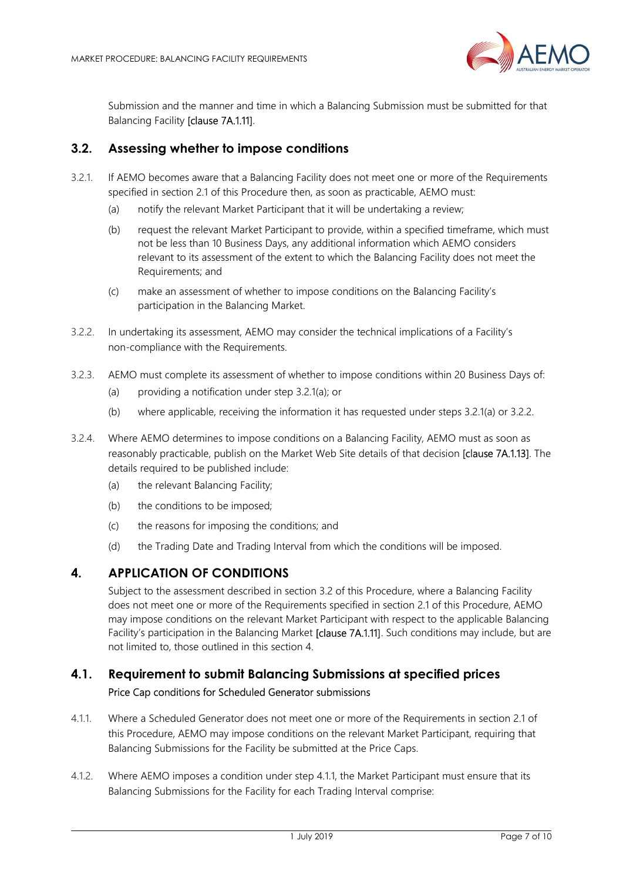Submission and the manner and time in which a Balancing Submission must be submitted for that Balancing Facility [clause 7A.1.11].

## 3.2. Assessing whether to impose conditions

3.2.1. If AEMO becomes aware that a Balancing Facility does not meet one or more of the Requirements specified in section 2.1 of this Procedure then, as soon as practicable, AEMO must:

(a) notify the relevant Market Participant that it will be undertaking a review;

(b) request the relevant Market Participant to provide, within a specified timeframe, which must not be less than 10 Business Days, any additional information which AEMO considers relevant to its assessment of the extent to which the Balancing Facility does not meet the Requirements; and

(c) make an assessment of whether to impose conditions on the Balancing Facility's participation in the Balancing Market.

3.2.2. In undertaking its assessment, AEMO may consider the technical implications of a Facility's non-compliance with the Requirements.

3.2.3. AEMO must complete its assessment of whether to impose conditions within 20 Business Days of:

(a) providing a notification under step 3.2.1(a); or

(b) where applicable, receiving the information it has requested under steps 3.2.1(a) or 3.2.2.

3.2.4. Where AEMO determines to impose conditions on a Balancing Facility, AEMO must as soon as reasonably practicable, publish on the Market Web Site details of that decision [clause 7A.1.13]. The details required to be published include:

(a) the relevant Balancing Facility;

(b) the conditions to be imposed;

(c) the reasons for imposing the conditions; and

(d) the Trading Date and Trading Interval from which the conditions will be imposed.

# 4. APPLICATION OF CONDITIONS

Subject to the assessment described in section 3.2 of this Procedure, where a Balancing Facility does not meet one or more of the Requirements specified in section 2.1 of this Procedure, AEMO may impose conditions on the relevant Market Participant with respect to the applicable Balancing Facility's participation in the Balancing Market [clause 7A.1.11]. Such conditions may include, but are not limited to, those outlined in this section 4.

## 4.1. Requirement to submit Balancing Submissions at specified prices

Price Cap conditions for Scheduled Generator submissions

4.1.1. Where a Scheduled Generator does not meet one or more of the Requirements in section 2.1 of this Procedure, AEMO may impose conditions on the relevant Market Participant, requiring that Balancing Submissions for the Facility be submitted at the Price Caps.

4.1.2. Where AEMO imposes a condition under step 4.1.1, the Market Participant must ensure that its Balancing Submissions for the Facility for each Trading Interval comprise: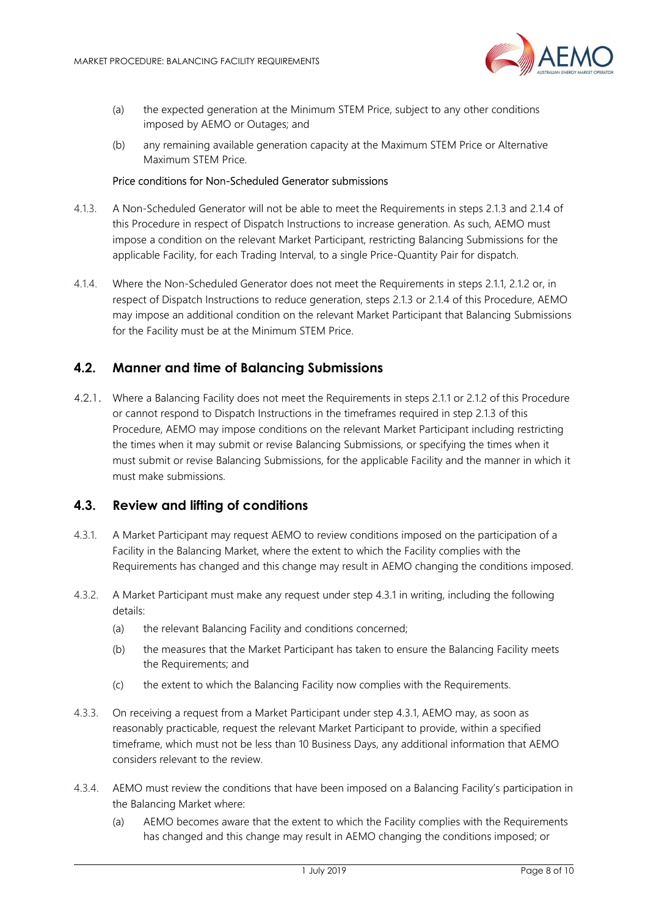(a) the expected generation at the Minimum STEM Price, subject to any other conditions imposed by AEMO or Outages; and

(b) any remaining available generation capacity at the Maximum STEM Price or Alternative Maximum STEM Price.

Price conditions for Non-Scheduled Generator submissions

4.1.3. A Non-Scheduled Generator will not be able to meet the Requirements in steps 2.1.3 and 2.1.4 of this Procedure in respect of Dispatch Instructions to increase generation. As such, AEMO must impose a condition on the relevant Market Participant, restricting Balancing Submissions for the applicable Facility, for each Trading Interval, to a single Price-Quantity Pair for dispatch.

4.1.4. Where the Non-Scheduled Generator does not meet the Requirements in steps 2.1.1, 2.1.2 or, in respect of Dispatch Instructions to reduce generation, steps 2.1.3 or 2.1.4 of this Procedure, AEMO may impose an additional condition on the relevant Market Participant that Balancing Submissions for the Facility must be at the Minimum STEM Price.

## 4.2. Manner and time of Balancing Submissions

4.2.1. Where a Balancing Facility does not meet the Requirements in steps 2.1.1 or 2.1.2 of this Procedure or cannot respond to Dispatch Instructions in the timeframes required in step 2.1.3 of this Procedure, AEMO may impose conditions on the relevant Market Participant including restricting the times when it may submit or revise Balancing Submissions, or specifying the times when it must submit or revise Balancing Submissions, for the applicable Facility and the manner in which it must make submissions.

## 4.3. Review and lifting of conditions

4.3.1. A Market Participant may request AEMO to review conditions imposed on the participation of a Facility in the Balancing Market, where the extent to which the Facility complies with the Requirements has changed and this change may result in AEMO changing the conditions imposed.

4.3.2. A Market Participant must make any request under step 4.3.1 in writing, including the following details:

(a) the relevant Balancing Facility and conditions concerned;

(b) the measures that the Market Participant has taken to ensure the Balancing Facility meets the Requirements; and

(c) the extent to which the Balancing Facility now complies with the Requirements.

4.3.3. On receiving a request from a Market Participant under step 4.3.1, AEMO may, as soon as reasonably practicable, request the relevant Market Participant to provide, within a specified timeframe, which must not be less than 10 Business Days, any additional information that AEMO considers relevant to the review.

4.3.4. AEMO must review the conditions that have been imposed on a Balancing Facility's participation in the Balancing Market where:

(a) AEMO becomes aware that the extent to which the Facility complies with the Requirements has changed and this change may result in AEMO changing the conditions imposed; or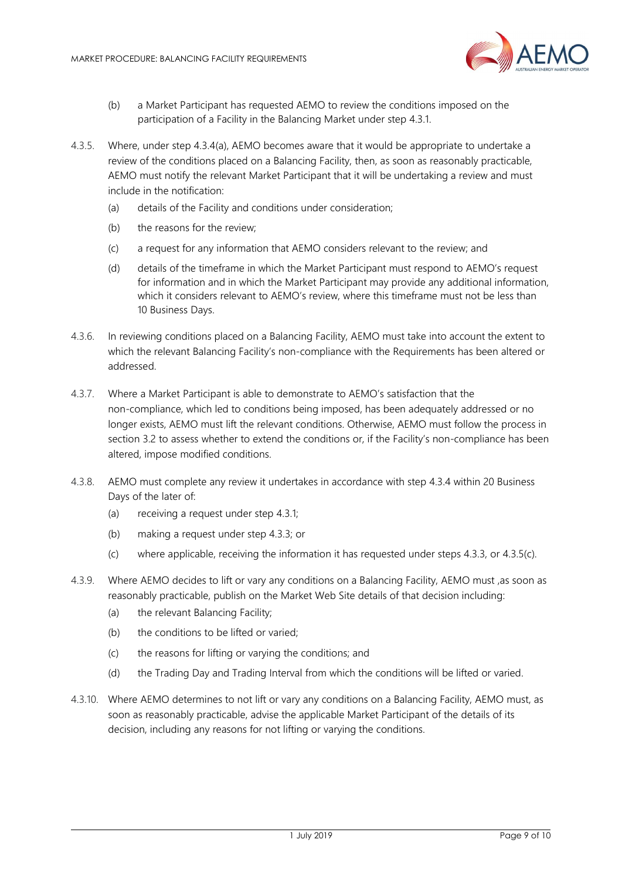(b) a Market Participant has requested AEMO to review the conditions imposed on the participation of a Facility in the Balancing Market under step 4.3.1.

4.3.5. Where, under step 4.3.4(a), AEMO becomes aware that it would be appropriate to undertake a review of the conditions placed on a Balancing Facility, then, as soon as reasonably practicable, AEMO must notify the relevant Market Participant that it will be undertaking a review and must include in the notification:

(a) details of the Facility and conditions under consideration;

(b) the reasons for the review;

(c) a request for any information that AEMO considers relevant to the review; and

(d) details of the timeframe in which the Market Participant must respond to AEMO's request for information and in which the Market Participant may provide any additional information, which it considers relevant to AEMO's review, where this timeframe must not be less than 10 Business Days.

4.3.6. In reviewing conditions placed on a Balancing Facility, AEMO must take into account the extent to which the relevant Balancing Facility's non-compliance with the Requirements has been altered or addressed.

4.3.7. Where a Market Participant is able to demonstrate to AEMO's satisfaction that the non-compliance, which led to conditions being imposed, has been adequately addressed or no longer exists, AEMO must lift the relevant conditions. Otherwise, AEMO must follow the process in section 3.2 to assess whether to extend the conditions or, if the Facility's non-compliance has been altered, impose modified conditions.

4.3.8. AEMO must complete any review it undertakes in accordance with step 4.3.4 within 20 Business Days of the later of:

(a) receiving a request under step 4.3.1;

(b) making a request under step 4.3.3; or

(c) where applicable, receiving the information it has requested under steps 4.3.3, or 4.3.5(c).

4.3.9. Where AEMO decides to lift or vary any conditions on a Balancing Facility, AEMO must ,as soon as reasonably practicable, publish on the Market Web Site details of that decision including:

(a) the relevant Balancing Facility;

(b) the conditions to be lifted or varied;

(c) the reasons for lifting or varying the conditions; and

(d) the Trading Day and Trading Interval from which the conditions will be lifted or varied.

4.3.10. Where AEMO determines to not lift or vary any conditions on a Balancing Facility, AEMO must, as soon as reasonably practicable, advise the applicable Market Participant of the details of its decision, including any reasons for not lifting or varying the conditions.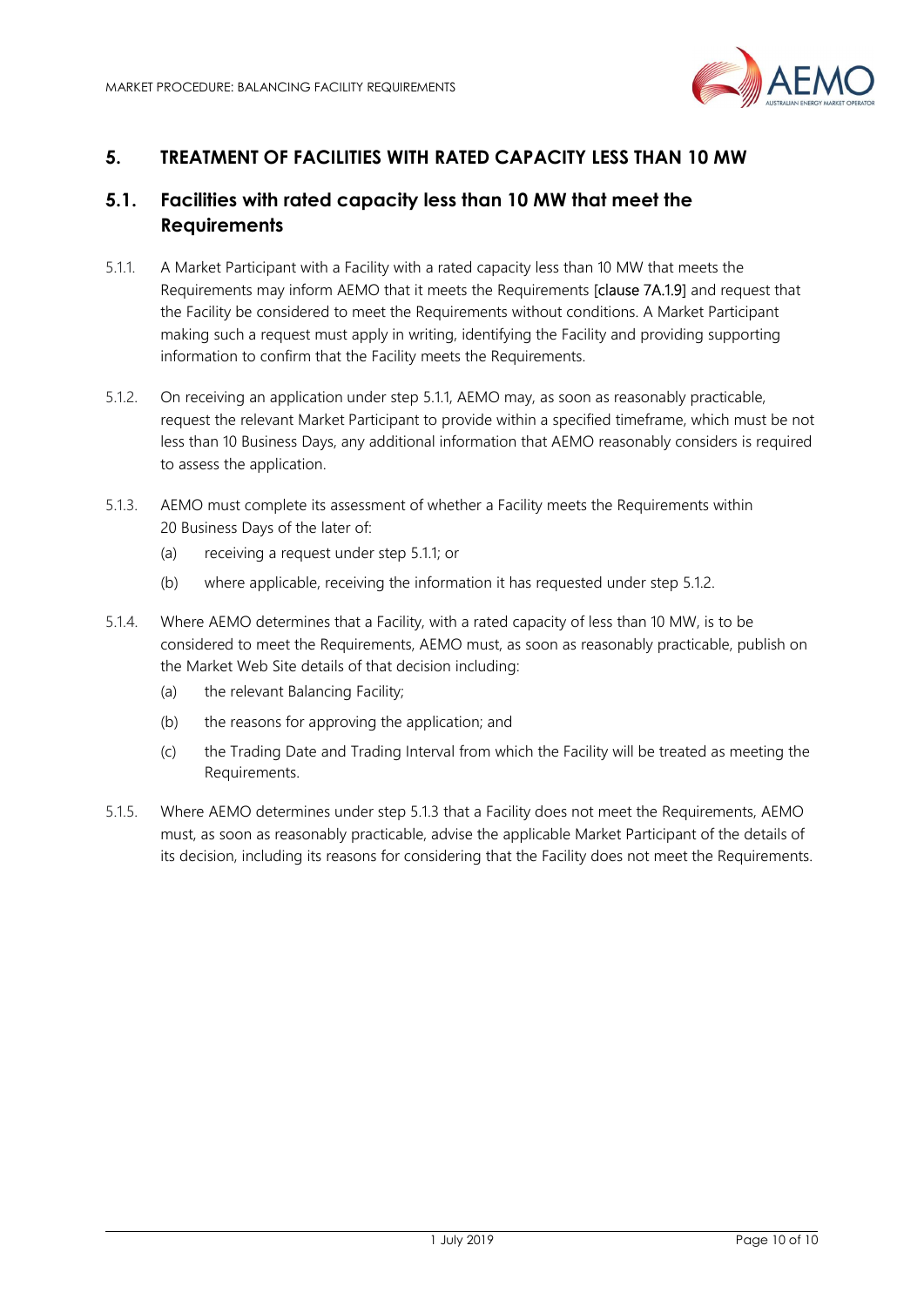## 5. TREATMENT OF FACILITIES WITH RATED CAPACITY LESS THAN 10 MW

### 5.1. Facilities with rated capacity less than 10 MW that meet the Requirements

5.1.1. A Market Participant with a Facility with a rated capacity less than 10 MW that meets the Requirements may inform AEMO that it meets the Requirements [clause 7A.1.9] and request that the Facility be considered to meet the Requirements without conditions. A Market Participant making such a request must apply in writing, identifying the Facility and providing supporting information to confirm that the Facility meets the Requirements.

5.1.2. On receiving an application under step 5.1.1, AEMO may, as soon as reasonably practicable, request the relevant Market Participant to provide within a specified timeframe, which must be not less than 10 Business Days, any additional information that AEMO reasonably considers is required to assess the application.

5.1.3. AEMO must complete its assessment of whether a Facility meets the Requirements within 20 Business Days of the later of:

(a) receiving a request under step 5.1.1; or

(b) where applicable, receiving the information it has requested under step 5.1.2.

5.1.4. Where AEMO determines that a Facility, with a rated capacity of less than 10 MW, is to be considered to meet the Requirements, AEMO must, as soon as reasonably practicable, publish on the Market Web Site details of that decision including:

(a) the relevant Balancing Facility;

(b) the reasons for approving the application; and

(c) the Trading Date and Trading Interval from which the Facility will be treated as meeting the Requirements.

5.1.5. Where AEMO determines under step 5.1.3 that a Facility does not meet the Requirements, AEMO must, as soon as reasonably practicable, advise the applicable Market Participant of the details of its decision, including its reasons for considering that the Facility does not meet the Requirements.